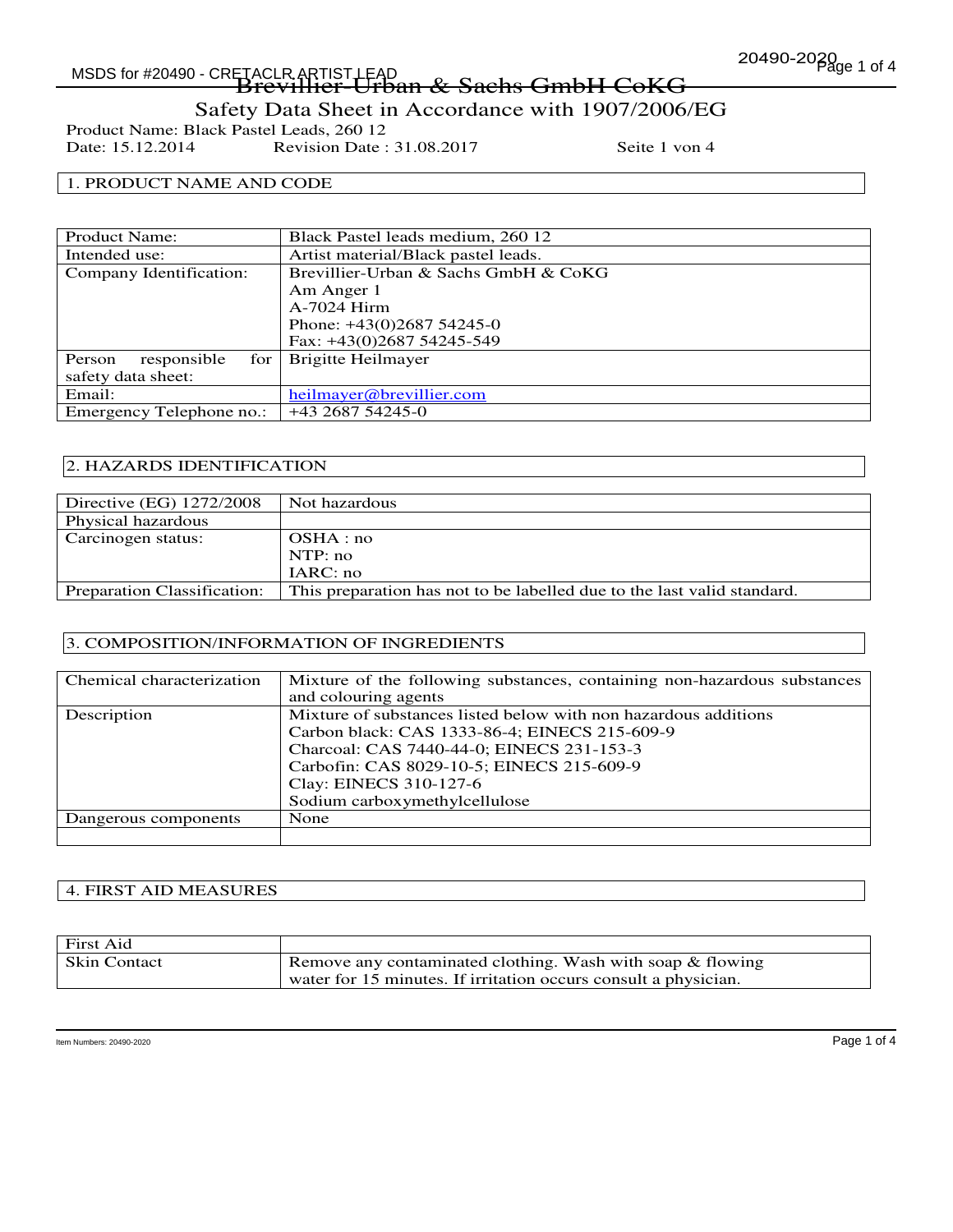# Brevillier-Urban & Sachs GmbH CoKG

## Safety Data Sheet in Accordance with 1907/2006/EG

Product Name: Black Pastel Leads, 260 12
Date: 15.12.2014 Revision Date : 31.08.2017 Seite 1 von 4

## 1. PRODUCT NAME AND CODE

| | |
|---|---|
| Product Name: | Black Pastel leads medium, 260 12 |
| Intended use: | Artist material/Black pastel leads. |
| Company Identification: | Brevillier-Urban & Sachs GmbH & CoKG<br>Am Anger 1<br>A-7024 Hirm<br>Phone: +43(0)2687 54245-0<br>Fax: +43(0)2687 54245-549 |
| Person responsible for safety data sheet: | Brigitte Heilmayer |
| Email: | heilmayer@brevillier.com |
| Emergency Telephone no.: | +43 2687 54245-0 |

## 2. HAZARDS IDENTIFICATION

| | |
|---|---|
| Directive (EG) 1272/2008 | Not hazardous |
| Physical hazardous | |
| Carcinogen status: | OSHA : no<br>NTP: no<br>IARC: no |
| Preparation Classification: | This preparation has not to be labelled due to the last valid standard. |

## 3. COMPOSITION/INFORMATION OF INGREDIENTS

| | |
|---|---|
| Chemical characterization | Mixture of the following substances, containing non-hazardous substances and colouring agents |
| Description | Mixture of substances listed below with non hazardous additions<br>Carbon black: CAS 1333-86-4; EINECS 215-609-9<br>Charcoal: CAS 7440-44-0; EINECS 231-153-3<br>Carbofin: CAS 8029-10-5; EINECS 215-609-9<br>Clay: EINECS 310-127-6<br>Sodium carboxymethylcellulose |
| Dangerous components | None |
| | |

## 4. FIRST AID MEASURES

| First Aid | |
|---|---|
| Skin Contact | Remove any contaminated clothing. Wash with soap & flowing water for 15 minutes. If irritation occurs consult a physician. |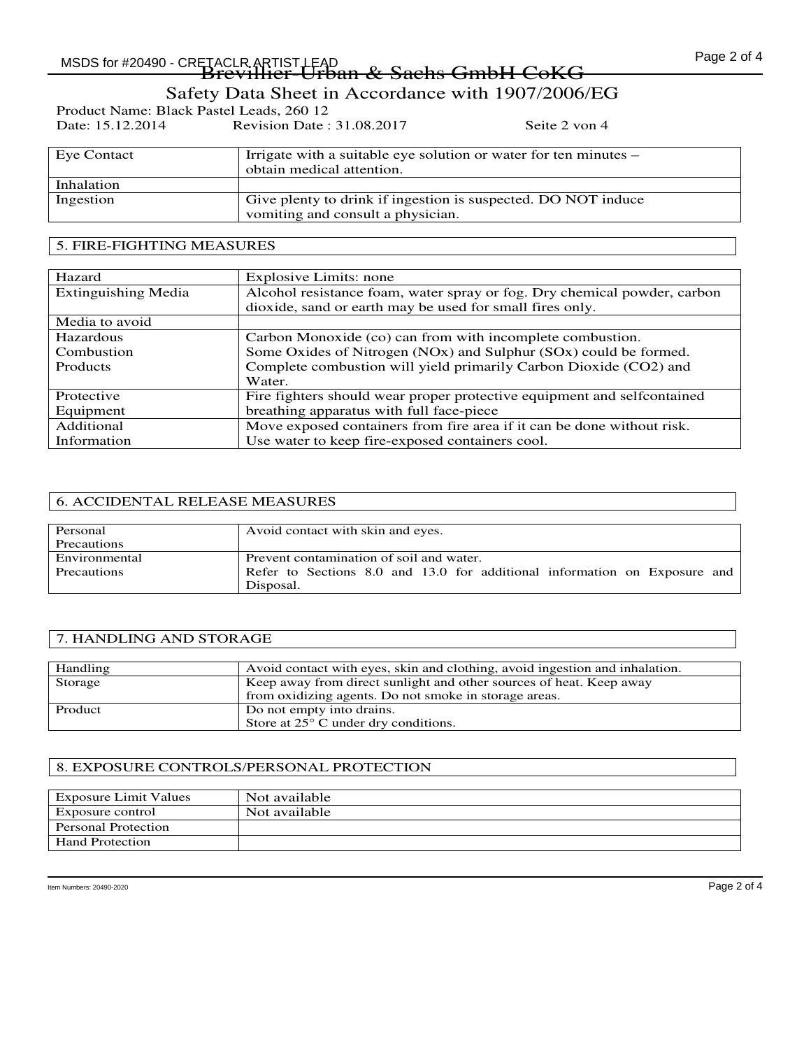| Eye Contact | Irrigate with a suitable eye solution or water for ten minutes – obtain medical attention. |
|---|---|
| Inhalation | |
| Ingestion | Give plenty to drink if ingestion is suspected. DO NOT induce vomiting and consult a physician. |

## 5. FIRE-FIGHTING MEASURES

| Hazard | Explosive Limits: none |
|---|---|
| Extinguishing Media | Alcohol resistance foam, water spray or fog. Dry chemical powder, carbon dioxide, sand or earth may be used for small fires only. |
| Media to avoid | |
| Hazardous Combustion Products | Carbon Monoxide (co) can from with incomplete combustion. Some Oxides of Nitrogen (NOx) and Sulphur (SOx) could be formed. Complete combustion will yield primarily Carbon Dioxide ($CO_2$) and Water. |
| Protective Equipment | Fire fighters should wear proper protective equipment and selfcontained breathing apparatus with full face-piece |
| Additional Information | Move exposed containers from fire area if it can be done without risk. Use water to keep fire-exposed containers cool. |

## 6. ACCIDENTAL RELEASE MEASURES

| Personal Precautions | Avoid contact with skin and eyes. |
|---|---|
| Environmental Precautions | Prevent contamination of soil and water. Refer to Sections 8.0 and 13.0 for additional information on Exposure and Disposal. |

## 7. HANDLING AND STORAGE

| Handling | Avoid contact with eyes, skin and clothing, avoid ingestion and inhalation. |
|---|---|
| Storage | Keep away from direct sunlight and other sources of heat. Keep away from oxidizing agents. Do not smoke in storage areas. |
| Product | Do not empty into drains. Store at 25° C under dry conditions. |

## 8. EXPOSURE CONTROLS/PERSONAL PROTECTION

| Exposure Limit Values | Not available |
|---|---|
| Exposure control | Not available |
| Personal Protection | |
| Hand Protection | |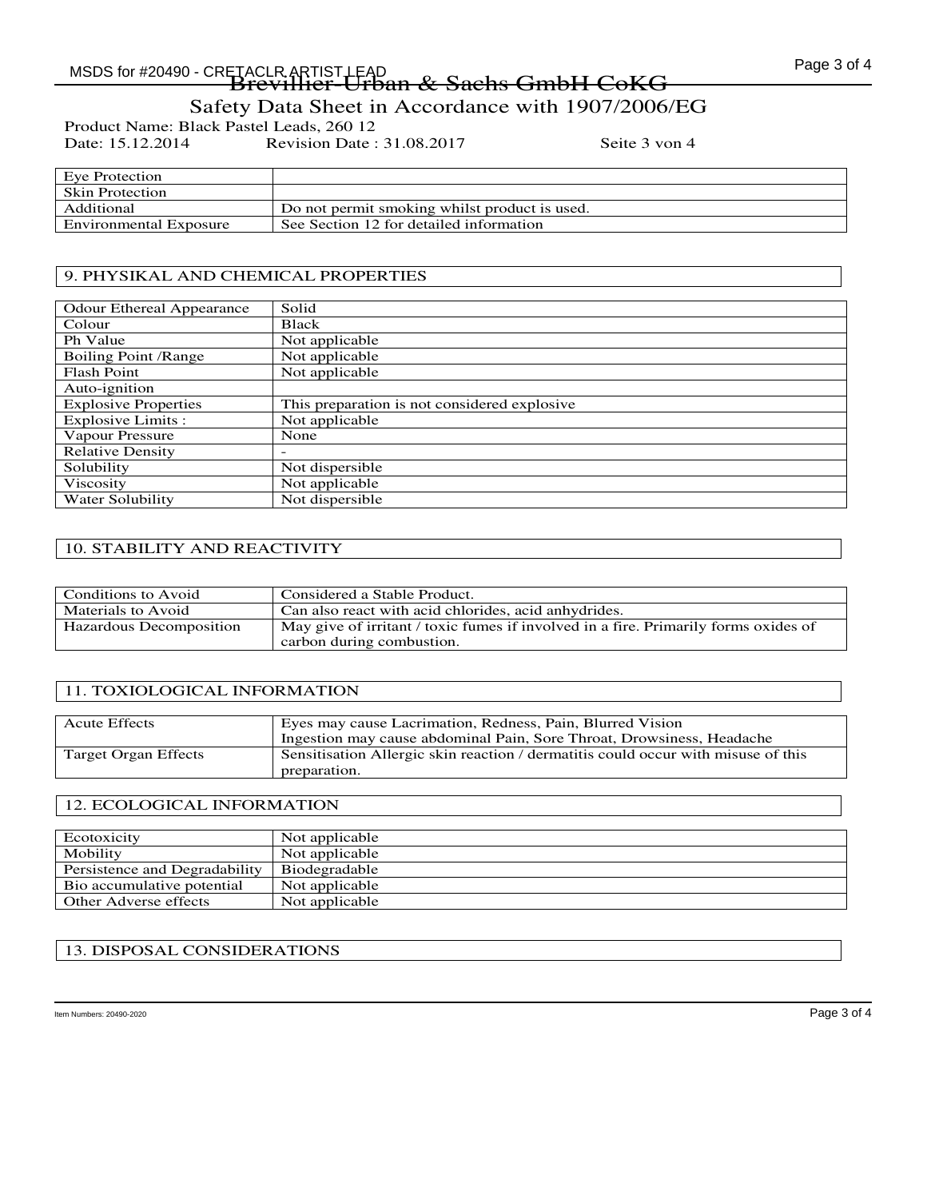| Eye Protection | |
|---|---|
| Skin Protection | |
| Additional | Do not permit smoking whilst product is used. |
| Environmental Exposure | See Section 12 for detailed information |

## 9. PHYSIKAL AND CHEMICAL PROPERTIES

| Odour Ethereal Appearance | Solid |
|---|---|
| Colour | Black |
| Ph Value | Not applicable |
| Boiling Point /Range | Not applicable |
| Flash Point | Not applicable |
| Auto-ignition | |
| Explosive Properties | This preparation is not considered explosive |
| Explosive Limits : | Not applicable |
| Vapour Pressure | None |
| Relative Density | - |
| Solubility | Not dispersible |
| Viscosity | Not applicable |
| Water Solubility | Not dispersible |

## 10. STABILITY AND REACTIVITY

| Conditions to Avoid | Considered a Stable Product. |
|---|---|
| Materials to Avoid | Can also react with acid chlorides, acid anhydrides. |
| Hazardous Decomposition | May give of irritant / toxic fumes if involved in a fire. Primarily forms oxides of carbon during combustion. |

## 11. TOXIOLOGICAL INFORMATION

| Acute Effects | Eyes may cause Lacrimation, Redness, Pain, Blurred Vision<br>Ingestion may cause abdominal Pain, Sore Throat, Drowsiness, Headache |
|---|---|
| Target Organ Effects | Sensitisation Allergic skin reaction / dermatitis could occur with misuse of this preparation. |

## 12. ECOLOGICAL INFORMATION

| Ecotoxicity | Not applicable |
|---|---|
| Mobility | Not applicable |
| Persistence and Degradability | Biodegradable |
| Bio accumulative potential | Not applicable |
| Other Adverse effects | Not applicable |

## 13. DISPOSAL CONSIDERATIONS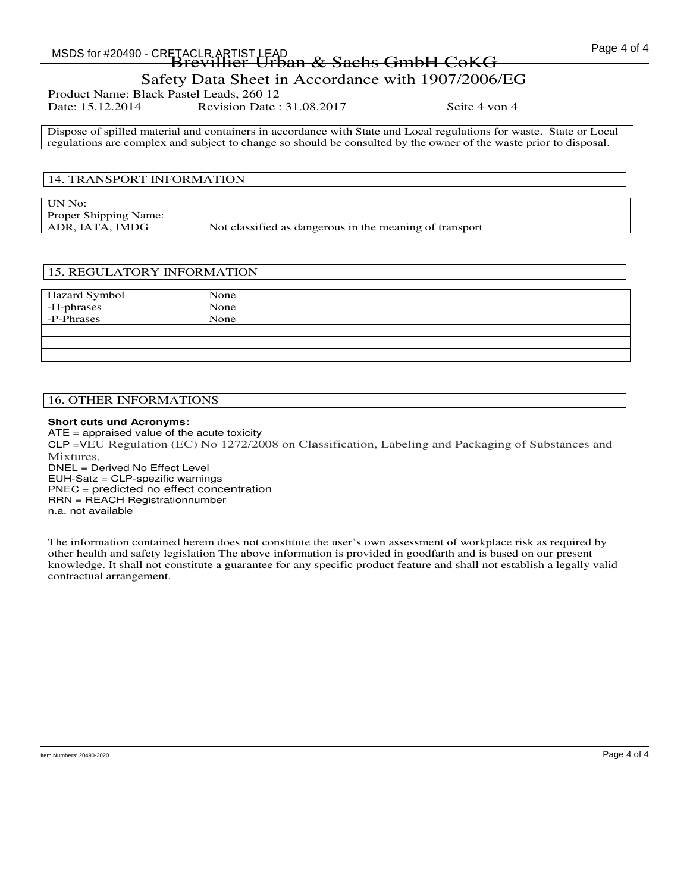Dispose of spilled material and containers in accordance with State and Local regulations for waste. State or Local regulations are complex and subject to change so should be consulted by the owner of the waste prior to disposal.

## 14. TRANSPORT INFORMATION

| | |
|---|---|
| UN No: | |
| Proper Shipping Name: | |
| ADR, IATA, IMDG | Not classified as dangerous in the meaning of transport |

## 15. REGULATORY INFORMATION

| | |
|---|---|
| Hazard Symbol | None |
| -H-phrases | None |
| -P-Phrases | None |
| | |
| | |
| | |

## 16. OTHER INFORMATIONS

**Short cuts und Acronyms:**

ATE = appraised value of the acute toxicity
CLP =VEU Regulation (EC) No 1272/2008 on Classification, Labeling and Packaging of Substances and Mixtures,
DNEL = Derived No Effect Level
EUH-Satz = CLP-spezific warnings
PNEC = predicted no effect concentration
RRN = REACH Registrationnumber
n.a. not available

The information contained herein does not constitute the user's own assessment of workplace risk as required by other health and safety legislation The above information is provided in goodfarth and is based on our present knowledge. It shall not constitute a guarantee for any specific product feature and shall not establish a legally valid contractual arrangement.